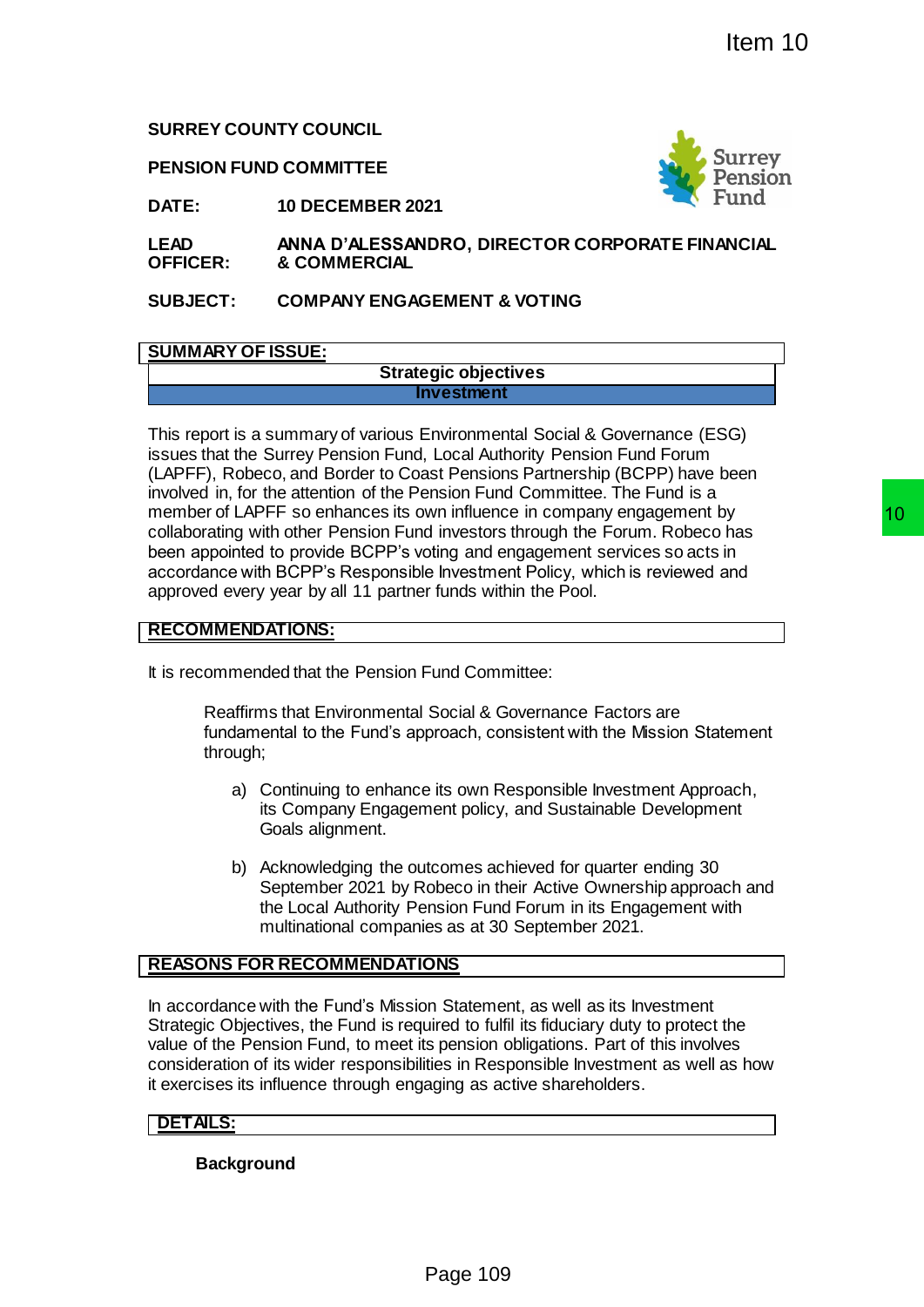Item 10

**SURREY COUNTY COUNCIL**

**PENSION FUND COMMITTEE**

**DATE:** **10 DECEMBER 2021**

**LEAD OFFICER:** **ANNA D'ALESSANDRO, DIRECTOR CORPORATE FINANCIAL & COMMERCIAL**

**SUBJECT:** **COMPANY ENGAGEMENT & VOTING**

## SUMMARY OF ISSUE:

| Strategic objectives |
|---|
| Investment |

This report is a summary of various Environmental Social & Governance (ESG) issues that the Surrey Pension Fund, Local Authority Pension Fund Forum (LAPFF), Robeco, and Border to Coast Pensions Partnership (BCPP) have been involved in, for the attention of the Pension Fund Committee. The Fund is a member of LAPFF so enhances its own influence in company engagement by collaborating with other Pension Fund investors through the Forum. Robeco has been appointed to provide BCPP's voting and engagement services so acts in accordance with BCPP's Responsible Investment Policy, which is reviewed and approved every year by all 11 partner funds within the Pool.

## RECOMMENDATIONS:

It is recommended that the Pension Fund Committee:

Reaffirms that Environmental Social & Governance Factors are fundamental to the Fund's approach, consistent with the Mission Statement through;

a) Continuing to enhance its own Responsible Investment Approach, its Company Engagement policy, and Sustainable Development Goals alignment.

b) Acknowledging the outcomes achieved for quarter ending 30 September 2021 by Robeco in their Active Ownership approach and the Local Authority Pension Fund Forum in its Engagement with multinational companies as at 30 September 2021.

## REASONS FOR RECOMMENDATIONS

In accordance with the Fund's Mission Statement, as well as its Investment Strategic Objectives, the Fund is required to fulfil its fiduciary duty to protect the value of the Pension Fund, to meet its pension obligations. Part of this involves consideration of its wider responsibilities in Responsible Investment as well as how it exercises its influence through engaging as active shareholders.

## DETAILS:

### Background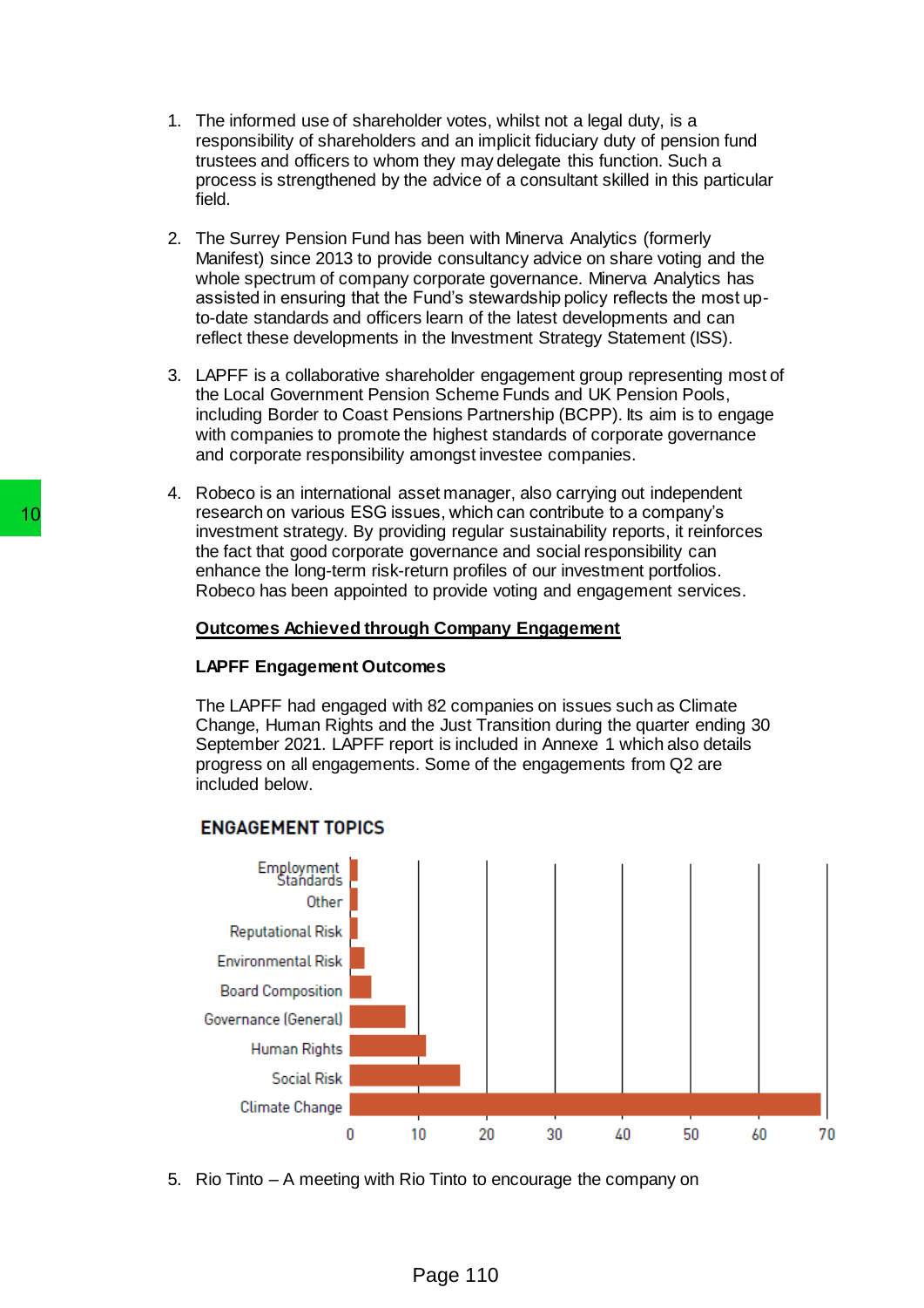1. The informed use of shareholder votes, whilst not a legal duty, is a responsibility of shareholders and an implicit fiduciary duty of pension fund trustees and officers to whom they may delegate this function. Such a process is strengthened by the advice of a consultant skilled in this particular field.

2. The Surrey Pension Fund has been with Minerva Analytics (formerly Manifest) since 2013 to provide consultancy advice on share voting and the whole spectrum of company corporate governance. Minerva Analytics has assisted in ensuring that the Fund's stewardship policy reflects the most up-to-date standards and officers learn of the latest developments and can reflect these developments in the Investment Strategy Statement (ISS).

3. LAPFF is a collaborative shareholder engagement group representing most of the Local Government Pension Scheme Funds and UK Pension Pools, including Border to Coast Pensions Partnership (BCPP). Its aim is to engage with companies to promote the highest standards of corporate governance and corporate responsibility amongst investee companies.

4. Robeco is an international asset manager, also carrying out independent research on various ESG issues, which can contribute to a company's investment strategy. By providing regular sustainability reports, it reinforces the fact that good corporate governance and social responsibility can enhance the long-term risk-return profiles of our investment portfolios. Robeco has been appointed to provide voting and engagement services.

<u>**Outcomes Achieved through Company Engagement**</u>

**LAPFF Engagement Outcomes**

The LAPFF had engaged with 82 companies on issues such as Climate Change, Human Rights and the Just Transition during the quarter ending 30 September 2021. LAPFF report is included in Annexe 1 which also details progress on all engagements. Some of the engagements from Q2 are included below.

**ENGAGEMENT TOPICS**

5. Rio Tinto – A meeting with Rio Tinto to encourage the company on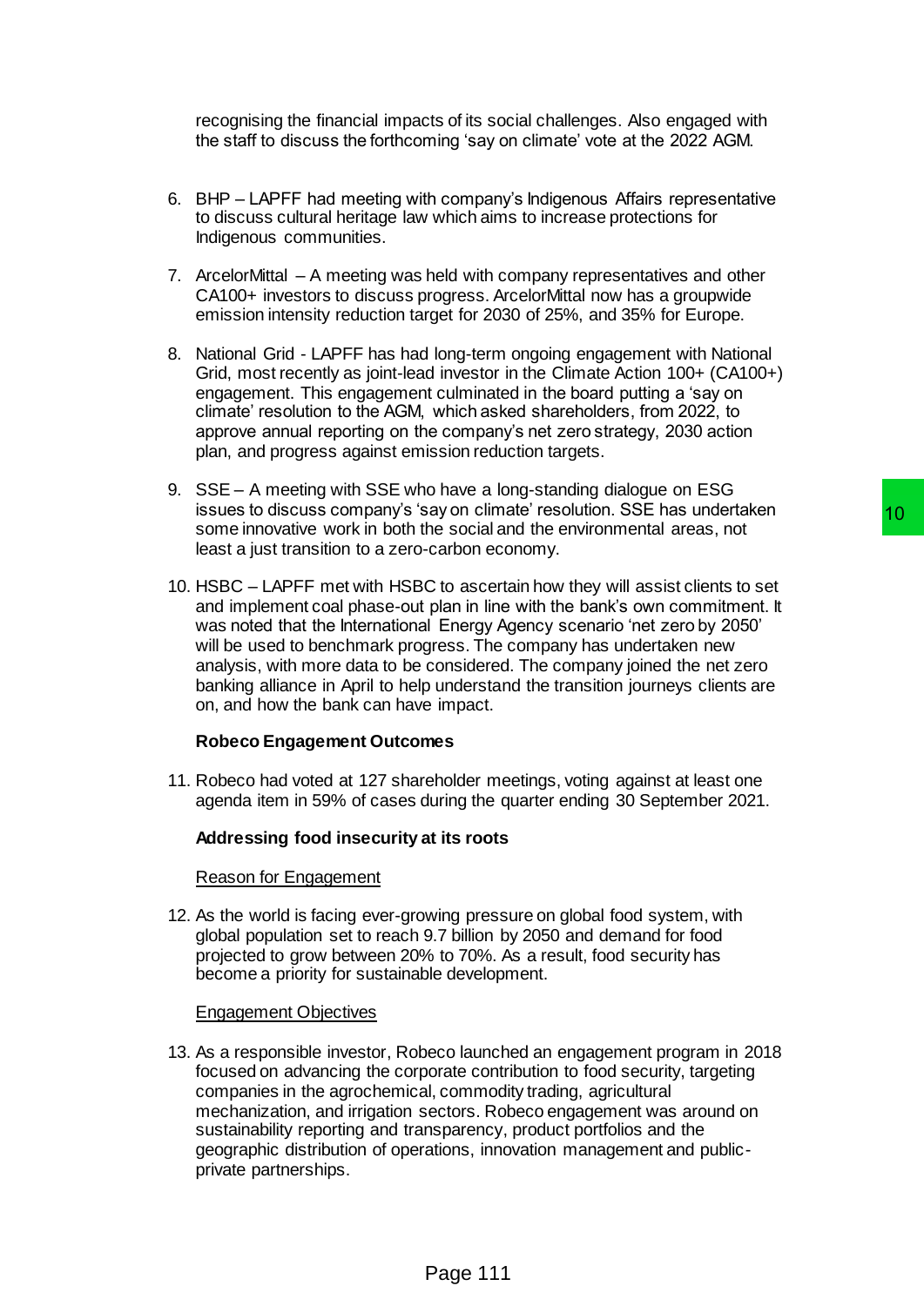recognising the financial impacts of its social challenges. Also engaged with the staff to discuss the forthcoming 'say on climate' vote at the 2022 AGM.

6. BHP – LAPFF had meeting with company's Indigenous Affairs representative to discuss cultural heritage law which aims to increase protections for Indigenous communities.

7. ArcelorMittal – A meeting was held with company representatives and other CA100+ investors to discuss progress. ArcelorMittal now has a groupwide emission intensity reduction target for 2030 of 25%, and 35% for Europe.

8. National Grid - LAPFF has had long-term ongoing engagement with National Grid, most recently as joint-lead investor in the Climate Action 100+ (CA100+) engagement. This engagement culminated in the board putting a 'say on climate' resolution to the AGM, which asked shareholders, from 2022, to approve annual reporting on the company's net zero strategy, 2030 action plan, and progress against emission reduction targets.

9. SSE – A meeting with SSE who have a long-standing dialogue on ESG issues to discuss company's 'say on climate' resolution. SSE has undertaken some innovative work in both the social and the environmental areas, not least a just transition to a zero-carbon economy.

10. HSBC – LAPFF met with HSBC to ascertain how they will assist clients to set and implement coal phase-out plan in line with the bank's own commitment. It was noted that the International Energy Agency scenario 'net zero by 2050' will be used to benchmark progress. The company has undertaken new analysis, with more data to be considered. The company joined the net zero banking alliance in April to help understand the transition journeys clients are on, and how the bank can have impact.

**Robeco Engagement Outcomes**

11. Robeco had voted at 127 shareholder meetings, voting against at least one agenda item in 59% of cases during the quarter ending 30 September 2021.

**Addressing food insecurity at its roots**

Reason for Engagement

12. As the world is facing ever-growing pressure on global food system, with global population set to reach 9.7 billion by 2050 and demand for food projected to grow between 20% to 70%. As a result, food security has become a priority for sustainable development.

Engagement Objectives

13. As a responsible investor, Robeco launched an engagement program in 2018 focused on advancing the corporate contribution to food security, targeting companies in the agrochemical, commodity trading, agricultural mechanization, and irrigation sectors. Robeco engagement was around on sustainability reporting and transparency, product portfolios and the geographic distribution of operations, innovation management and public-private partnerships.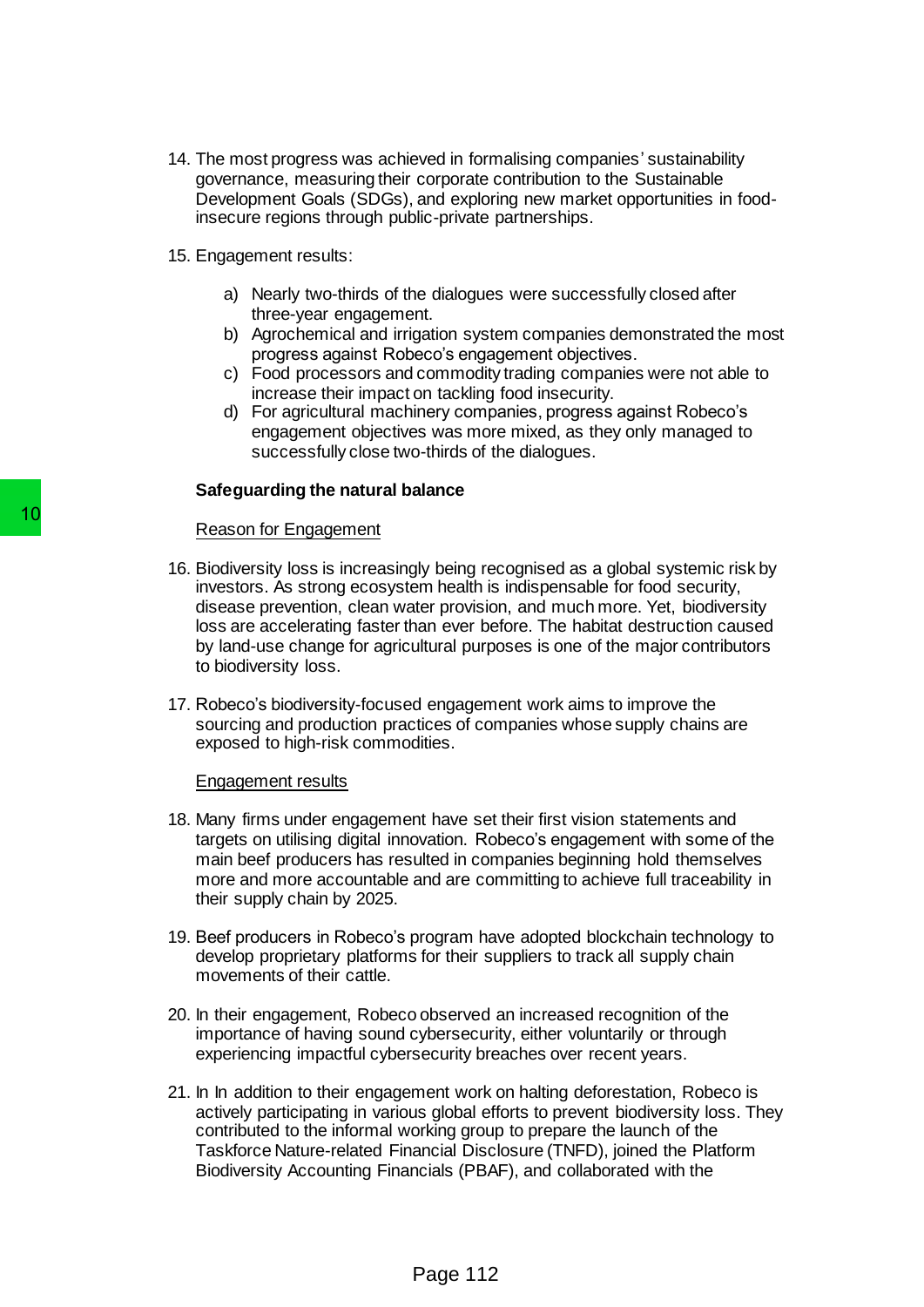14. The most progress was achieved in formalising companies' sustainability governance, measuring their corporate contribution to the Sustainable Development Goals (SDGs), and exploring new market opportunities in food-insecure regions through public-private partnerships.

15. Engagement results:

    a) Nearly two-thirds of the dialogues were successfully closed after three-year engagement.
    b) Agrochemical and irrigation system companies demonstrated the most progress against Robeco's engagement objectives.
    c) Food processors and commodity trading companies were not able to increase their impact on tackling food insecurity.
    d) For agricultural machinery companies, progress against Robeco's engagement objectives was more mixed, as they only managed to successfully close two-thirds of the dialogues.

**Safeguarding the natural balance**

Reason for Engagement

16. Biodiversity loss is increasingly being recognised as a global systemic risk by investors. As strong ecosystem health is indispensable for food security, disease prevention, clean water provision, and much more. Yet, biodiversity loss are accelerating faster than ever before. The habitat destruction caused by land-use change for agricultural purposes is one of the major contributors to biodiversity loss.

17. Robeco's biodiversity-focused engagement work aims to improve the sourcing and production practices of companies whose supply chains are exposed to high-risk commodities.

Engagement results

18. Many firms under engagement have set their first vision statements and targets on utilising digital innovation. Robeco's engagement with some of the main beef producers has resulted in companies beginning hold themselves more and more accountable and are committing to achieve full traceability in their supply chain by 2025.

19. Beef producers in Robeco's program have adopted blockchain technology to develop proprietary platforms for their suppliers to track all supply chain movements of their cattle.

20. In their engagement, Robeco observed an increased recognition of the importance of having sound cybersecurity, either voluntarily or through experiencing impactful cybersecurity breaches over recent years.

21. In In addition to their engagement work on halting deforestation, Robeco is actively participating in various global efforts to prevent biodiversity loss. They contributed to the informal working group to prepare the launch of the Taskforce Nature-related Financial Disclosure (TNFD), joined the Platform Biodiversity Accounting Financials (PBAF), and collaborated with the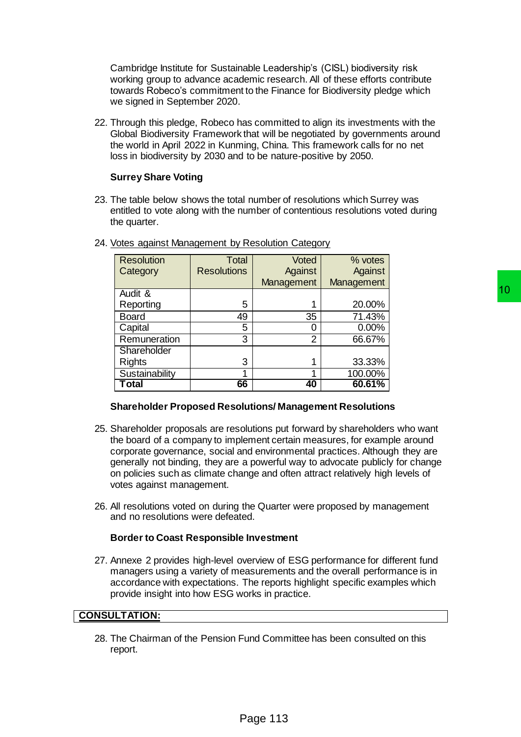Cambridge Institute for Sustainable Leadership's (CISL) biodiversity risk working group to advance academic research. All of these efforts contribute towards Robeco's commitment to the Finance for Biodiversity pledge which we signed in September 2020.

22. Through this pledge, Robeco has committed to align its investments with the Global Biodiversity Framework that will be negotiated by governments around the world in April 2022 in Kunming, China. This framework calls for no net loss in biodiversity by 2030 and to be nature-positive by 2050.

**Surrey Share Voting**

23. The table below shows the total number of resolutions which Surrey was entitled to vote along with the number of contentious resolutions voted during the quarter.

24. Votes against Management by Resolution Category

| Resolution Category | Total Resolutions | Voted Against Management | % votes Against Management |
|---|---|---|---|
| Audit & Reporting | 5 | 1 | 20.00% |
| Board | 49 | 35 | 71.43% |
| Capital | 5 | 0 | 0.00% |
| Remuneration | 3 | 2 | 66.67% |
| Shareholder Rights | 3 | 1 | 33.33% |
| Sustainability | 1 | 1 | 100.00% |
| **Total** | **66** | **40** | **60.61%** |

**Shareholder Proposed Resolutions/ Management Resolutions**

25. Shareholder proposals are resolutions put forward by shareholders who want the board of a company to implement certain measures, for example around corporate governance, social and environmental practices. Although they are generally not binding, they are a powerful way to advocate publicly for change on policies such as climate change and often attract relatively high levels of votes against management.

26. All resolutions voted on during the Quarter were proposed by management and no resolutions were defeated.

**Border to Coast Responsible Investment**

27. Annexe 2 provides high-level overview of ESG performance for different fund managers using a variety of measurements and the overall performance is in accordance with expectations. The reports highlight specific examples which provide insight into how ESG works in practice.

**CONSULTATION:**

28. The Chairman of the Pension Fund Committee has been consulted on this report.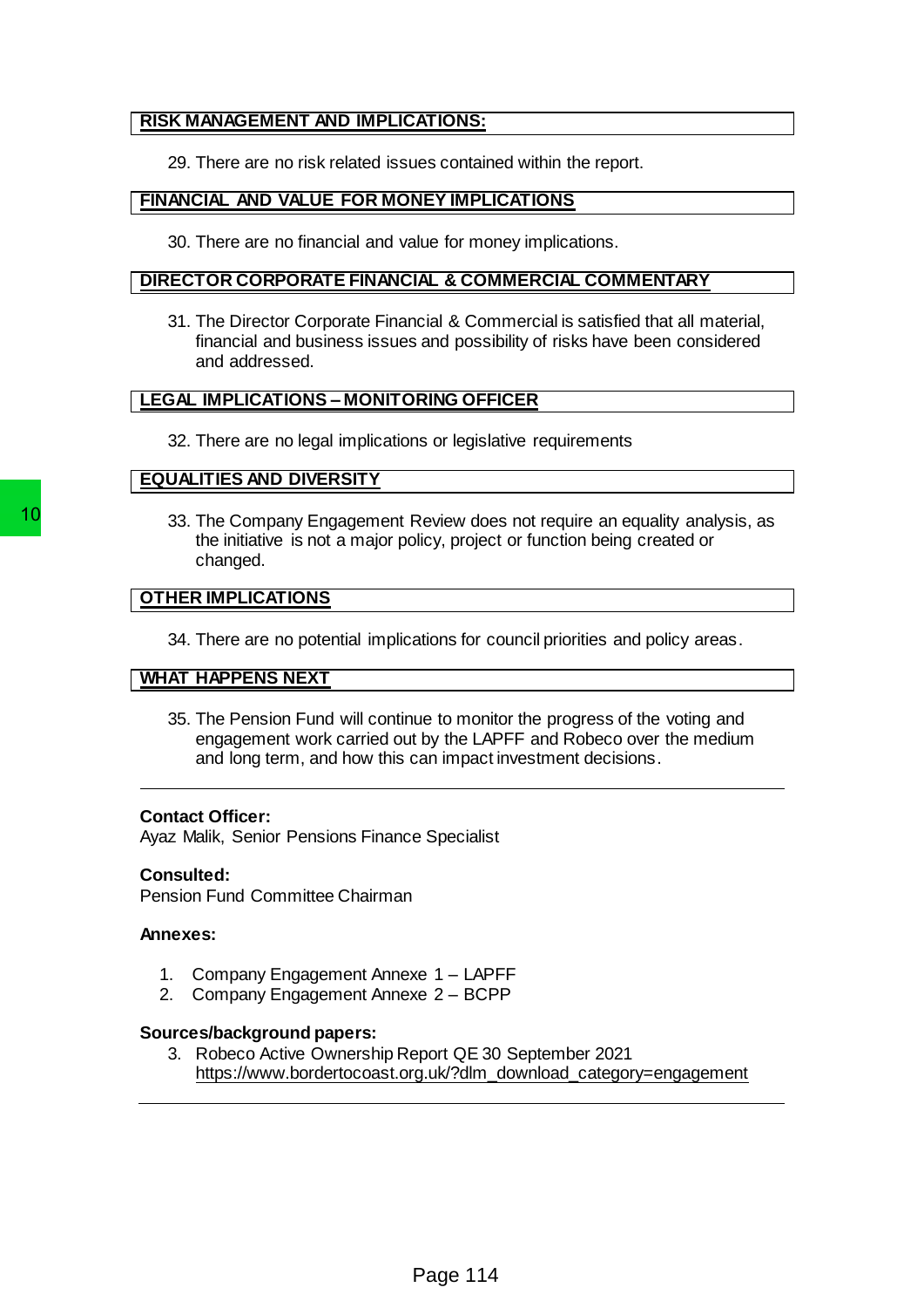## RISK MANAGEMENT AND IMPLICATIONS:

29. There are no risk related issues contained within the report.

## FINANCIAL AND VALUE FOR MONEY IMPLICATIONS

30. There are no financial and value for money implications.

## DIRECTOR CORPORATE FINANCIAL & COMMERCIAL COMMENTARY

31. The Director Corporate Financial & Commercial is satisfied that all material, financial and business issues and possibility of risks have been considered and addressed.

## LEGAL IMPLICATIONS – MONITORING OFFICER

32. There are no legal implications or legislative requirements

## EQUALITIES AND DIVERSITY

33. The Company Engagement Review does not require an equality analysis, as the initiative is not a major policy, project or function being created or changed.

## OTHER IMPLICATIONS

34. There are no potential implications for council priorities and policy areas.

## WHAT HAPPENS NEXT

35. The Pension Fund will continue to monitor the progress of the voting and engagement work carried out by the LAPFF and Robeco over the medium and long term, and how this can impact investment decisions.

---

**Contact Officer:**
Ayaz Malik, Senior Pensions Finance Specialist

**Consulted:**
Pension Fund Committee Chairman

**Annexes:**

1. Company Engagement Annexe 1 – LAPFF
2. Company Engagement Annexe 2 – BCPP

**Sources/background papers:**

3. Robeco Active Ownership Report QE 30 September 2021
   https://www.bordertocoast.org.uk/?dlm_download_category=engagement

---